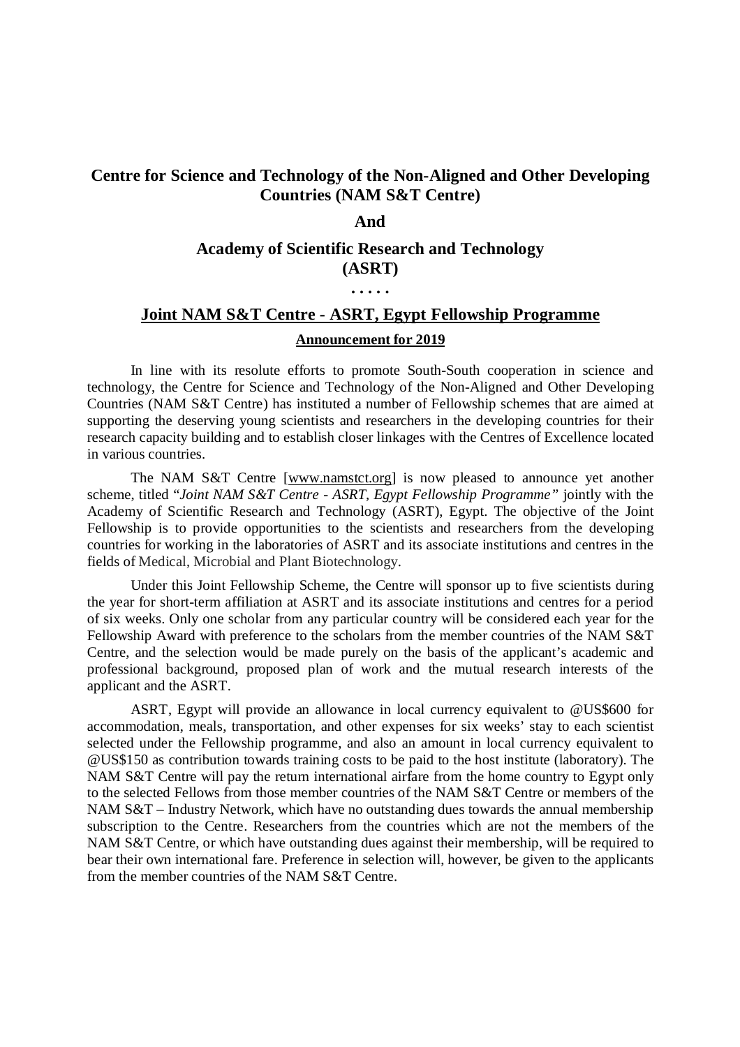**Centre for Science and Technology of the Non-Aligned and Other Developing Countries (NAM S&T Centre)**

**And**

**Academy of Scientific Research and Technology (ASRT)**

**. . . . .**

## Joint NAM S&T Centre - ASRT, Egypt Fellowship Programme

**Announcement for 2019**

In line with its resolute efforts to promote South-South cooperation in science and technology, the Centre for Science and Technology of the Non-Aligned and Other Developing Countries (NAM S&T Centre) has instituted a number of Fellowship schemes that are aimed at supporting the deserving young scientists and researchers in the developing countries for their research capacity building and to establish closer linkages with the Centres of Excellence located in various countries.

The NAM S&T Centre [www.namstct.org] is now pleased to announce yet another scheme, titled "*Joint NAM S&T Centre - ASRT, Egypt Fellowship Programme*" jointly with the Academy of Scientific Research and Technology (ASRT), Egypt. The objective of the Joint Fellowship is to provide opportunities to the scientists and researchers from the developing countries for working in the laboratories of ASRT and its associate institutions and centres in the fields of Medical, Microbial and Plant Biotechnology.

Under this Joint Fellowship Scheme, the Centre will sponsor up to five scientists during the year for short-term affiliation at ASRT and its associate institutions and centres for a period of six weeks. Only one scholar from any particular country will be considered each year for the Fellowship Award with preference to the scholars from the member countries of the NAM S&T Centre, and the selection would be made purely on the basis of the applicant's academic and professional background, proposed plan of work and the mutual research interests of the applicant and the ASRT.

ASRT, Egypt will provide an allowance in local currency equivalent to @US$600 for accommodation, meals, transportation, and other expenses for six weeks' stay to each scientist selected under the Fellowship programme, and also an amount in local currency equivalent to @US$150 as contribution towards training costs to be paid to the host institute (laboratory). The NAM S&T Centre will pay the return international airfare from the home country to Egypt only to the selected Fellows from those member countries of the NAM S&T Centre or members of the NAM S&T – Industry Network, which have no outstanding dues towards the annual membership subscription to the Centre. Researchers from the countries which are not the members of the NAM S&T Centre, or which have outstanding dues against their membership, will be required to bear their own international fare. Preference in selection will, however, be given to the applicants from the member countries of the NAM S&T Centre.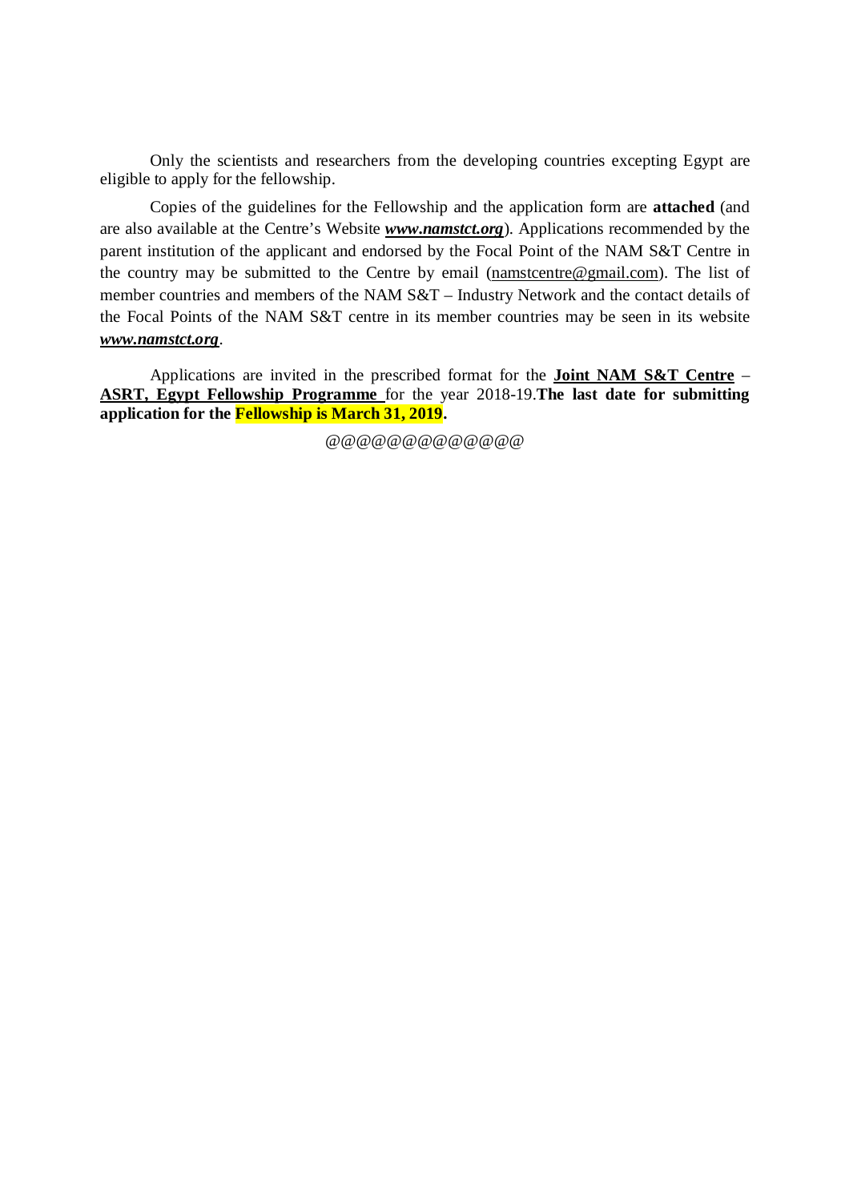Only the scientists and researchers from the developing countries excepting Egypt are eligible to apply for the fellowship.

Copies of the guidelines for the Fellowship and the application form are **attached** (and are also available at the Centre's Website ***www.namstct.org***). Applications recommended by the parent institution of the applicant and endorsed by the Focal Point of the NAM S&T Centre in the country may be submitted to the Centre by email (namstcentre@gmail.com). The list of member countries and members of the NAM S&T – Industry Network and the contact details of the Focal Points of the NAM S&T centre in its member countries may be seen in its website ***www.namstct.org***.

Applications are invited in the prescribed format for the **Joint NAM S&T Centre – ASRT, Egypt Fellowship Programme** for the year 2018-19.**The last date for submitting application for the Fellowship is March 31, 2019.**

@@@@@@@@@@@@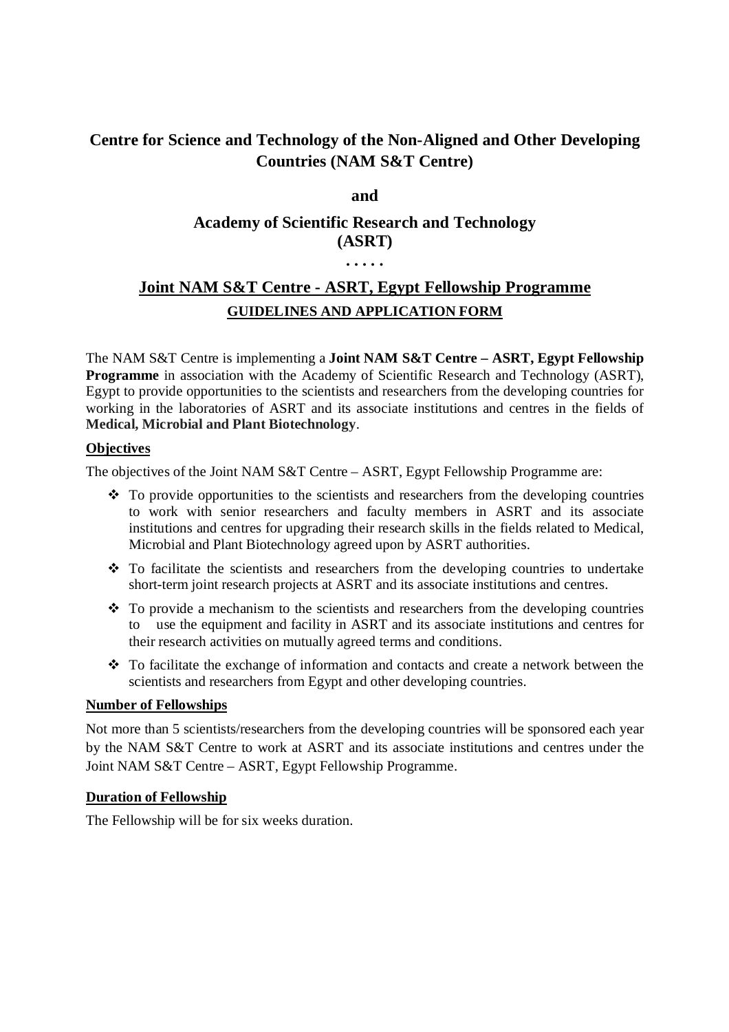## Centre for Science and Technology of the Non-Aligned and Other Developing Countries (NAM S&T Centre)

**and**

## Academy of Scientific Research and Technology (ASRT)

**. . . . .**

## Joint NAM S&T Centre - ASRT, Egypt Fellowship Programme

### GUIDELINES AND APPLICATION FORM

The NAM S&T Centre is implementing a **Joint NAM S&T Centre – ASRT, Egypt Fellowship Programme** in association with the Academy of Scientific Research and Technology (ASRT), Egypt to provide opportunities to the scientists and researchers from the developing countries for working in the laboratories of ASRT and its associate institutions and centres in the fields of **Medical, Microbial and Plant Biotechnology**.

**Objectives**

The objectives of the Joint NAM S&T Centre – ASRT, Egypt Fellowship Programme are:

- To provide opportunities to the scientists and researchers from the developing countries to work with senior researchers and faculty members in ASRT and its associate institutions and centres for upgrading their research skills in the fields related to Medical, Microbial and Plant Biotechnology agreed upon by ASRT authorities.
- To facilitate the scientists and researchers from the developing countries to undertake short-term joint research projects at ASRT and its associate institutions and centres.
- To provide a mechanism to the scientists and researchers from the developing countries to use the equipment and facility in ASRT and its associate institutions and centres for their research activities on mutually agreed terms and conditions.
- To facilitate the exchange of information and contacts and create a network between the scientists and researchers from Egypt and other developing countries.

**Number of Fellowships**

Not more than 5 scientists/researchers from the developing countries will be sponsored each year by the NAM S&T Centre to work at ASRT and its associate institutions and centres under the Joint NAM S&T Centre – ASRT, Egypt Fellowship Programme.

**Duration of Fellowship**

The Fellowship will be for six weeks duration.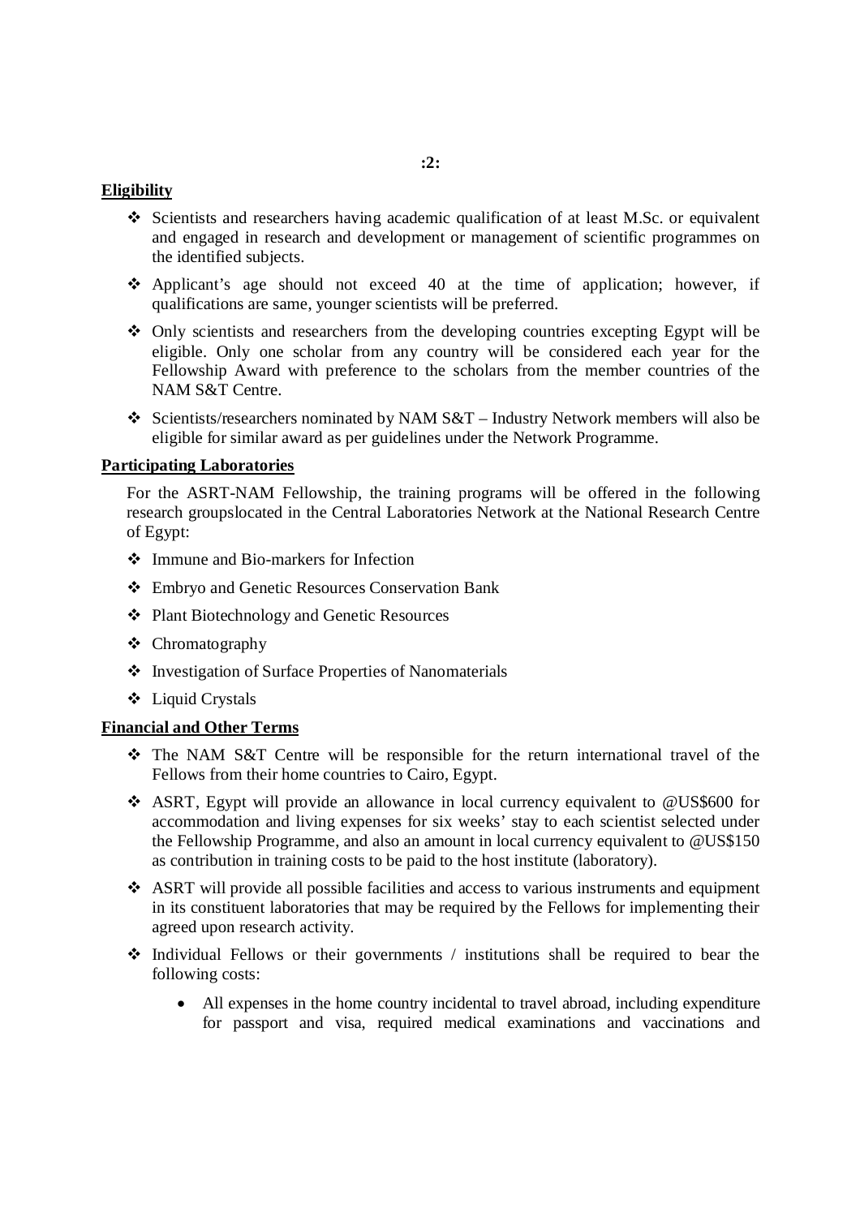**Eligibility**

- Scientists and researchers having academic qualification of at least M.Sc. or equivalent and engaged in research and development or management of scientific programmes on the identified subjects.
- Applicant's age should not exceed 40 at the time of application; however, if qualifications are same, younger scientists will be preferred.
- Only scientists and researchers from the developing countries excepting Egypt will be eligible. Only one scholar from any country will be considered each year for the Fellowship Award with preference to the scholars from the member countries of the NAM S&T Centre.
- Scientists/researchers nominated by NAM S&T – Industry Network members will also be eligible for similar award as per guidelines under the Network Programme.

**Participating Laboratories**

For the ASRT-NAM Fellowship, the training programs will be offered in the following research groupslocated in the Central Laboratories Network at the National Research Centre of Egypt:

- Immune and Bio-markers for Infection
- Embryo and Genetic Resources Conservation Bank
- Plant Biotechnology and Genetic Resources
- Chromatography
- Investigation of Surface Properties of Nanomaterials
- Liquid Crystals

**Financial and Other Terms**

- The NAM S&T Centre will be responsible for the return international travel of the Fellows from their home countries to Cairo, Egypt.
- ASRT, Egypt will provide an allowance in local currency equivalent to @US$600 for accommodation and living expenses for six weeks' stay to each scientist selected under the Fellowship Programme, and also an amount in local currency equivalent to @US$150 as contribution in training costs to be paid to the host institute (laboratory).
- ASRT will provide all possible facilities and access to various instruments and equipment in its constituent laboratories that may be required by the Fellows for implementing their agreed upon research activity.
- Individual Fellows or their governments / institutions shall be required to bear the following costs:
  - All expenses in the home country incidental to travel abroad, including expenditure for passport and visa, required medical examinations and vaccinations and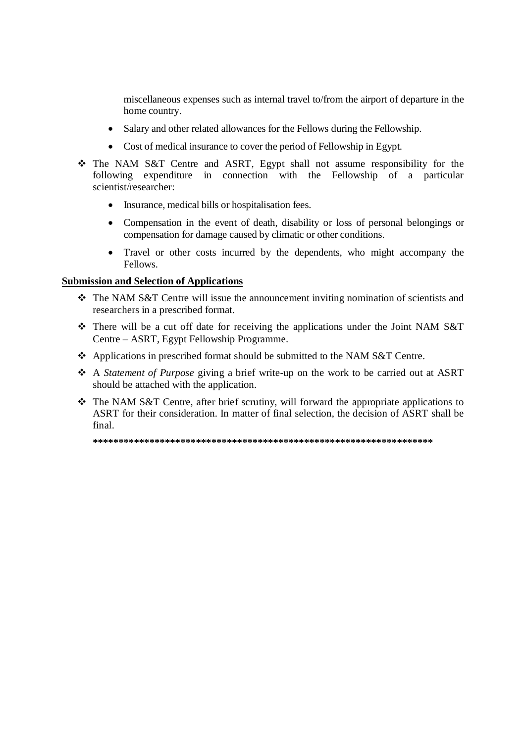miscellaneous expenses such as internal travel to/from the airport of departure in the home country.

- Salary and other related allowances for the Fellows during the Fellowship.
- Cost of medical insurance to cover the period of Fellowship in Egypt.

❖ The NAM S&T Centre and ASRT, Egypt shall not assume responsibility for the following expenditure in connection with the Fellowship of a particular scientist/researcher:

- Insurance, medical bills or hospitalisation fees.
- Compensation in the event of death, disability or loss of personal belongings or compensation for damage caused by climatic or other conditions.
- Travel or other costs incurred by the dependents, who might accompany the Fellows.

**Submission and Selection of Applications**

❖ The NAM S&T Centre will issue the announcement inviting nomination of scientists and researchers in a prescribed format.

❖ There will be a cut off date for receiving the applications under the Joint NAM S&T Centre – ASRT, Egypt Fellowship Programme.

❖ Applications in prescribed format should be submitted to the NAM S&T Centre.

❖ A *Statement of Purpose* giving a brief write-up on the work to be carried out at ASRT should be attached with the application.

❖ The NAM S&T Centre, after brief scrutiny, will forward the appropriate applications to ASRT for their consideration. In matter of final selection, the decision of ASRT shall be final.

**********************************************************************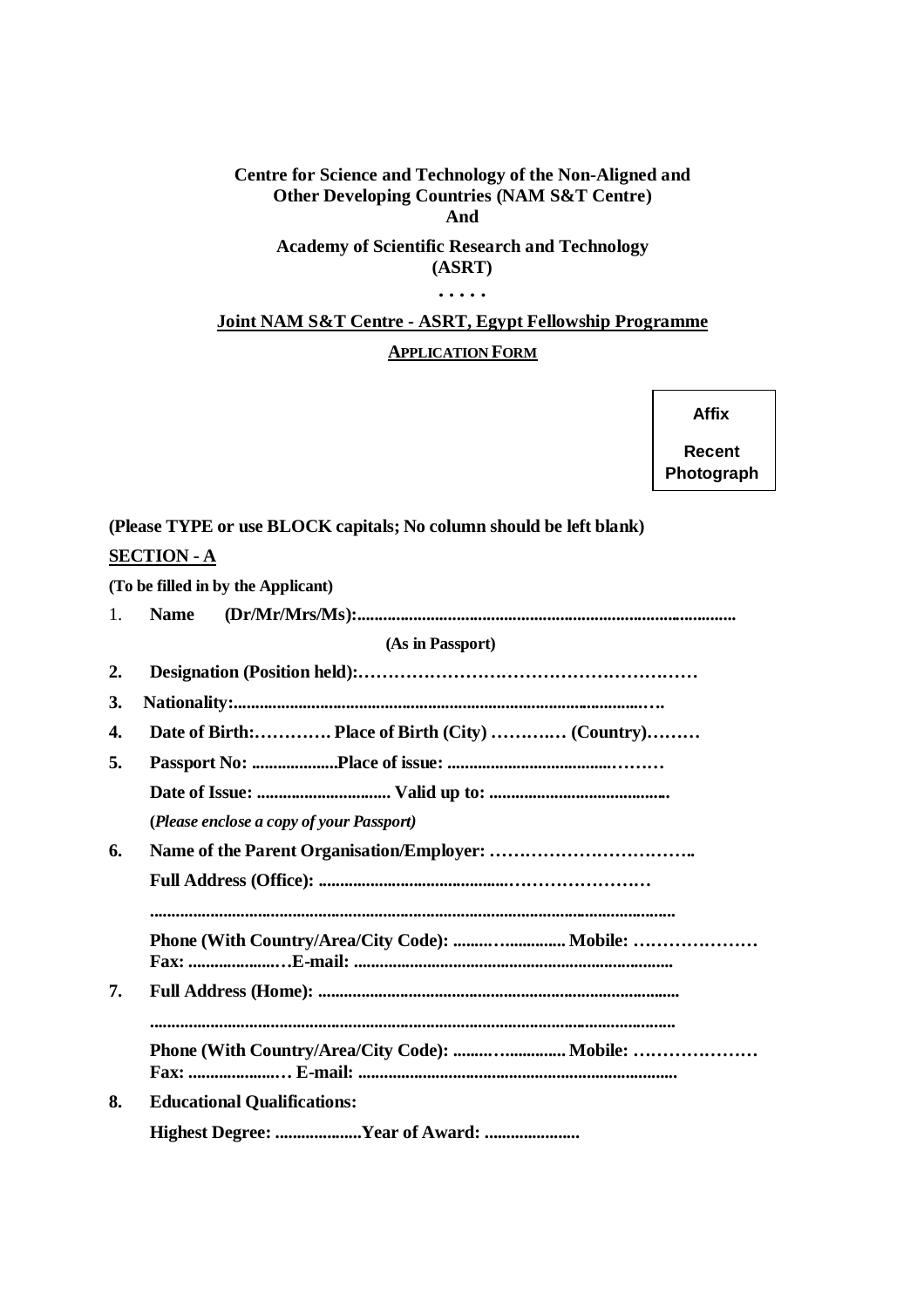**Centre for Science and Technology of the Non-Aligned and Other Developing Countries (NAM S&T Centre)**
**And**

**Academy of Scientific Research and Technology (ASRT)**

**. . . . .**

**Joint NAM S&T Centre - ASRT, Egypt Fellowship Programme**

**APPLICATION FORM**

| Affix Recent Photograph |
|---|

**(Please TYPE or use BLOCK capitals; No column should be left blank)**

**SECTION - A**

**(To be filled in by the Applicant)**

1. **Name (Dr/Mr/Mrs/Ms):........................................................................................**

   **(As in Passport)**

2. **Designation (Position held):…………………………………………………**

3. **Nationality:..................................................................................................….**

4. **Date of Birth:…………. Place of Birth (City) ………… (Country)………**

5. **Passport No: ....................Place of issue: ...................................………**

   **Date of Issue: ............................... Valid up to: .........................................**

   **(*Please enclose a copy of your Passport*)**

6. **Name of the Parent Organisation/Employer: ……………………………..**

   **Full Address (Office): ............................................……………………**

   **.........................................................................................................................**

   **Phone (With Country/Area/City Code): .........…............. Mobile: …………………**
   **Fax: ......................…E-mail: .........................................................................**

7. **Full Address (Home): ....................................................................................**

   **.........................................................................................................................**

   **Phone (With Country/Area/City Code): .........…............. Mobile: …………………**
   **Fax: ......................… E-mail: .........................................................................**

8. **Educational Qualifications:**

   **Highest Degree: ....................Year of Award: ......................**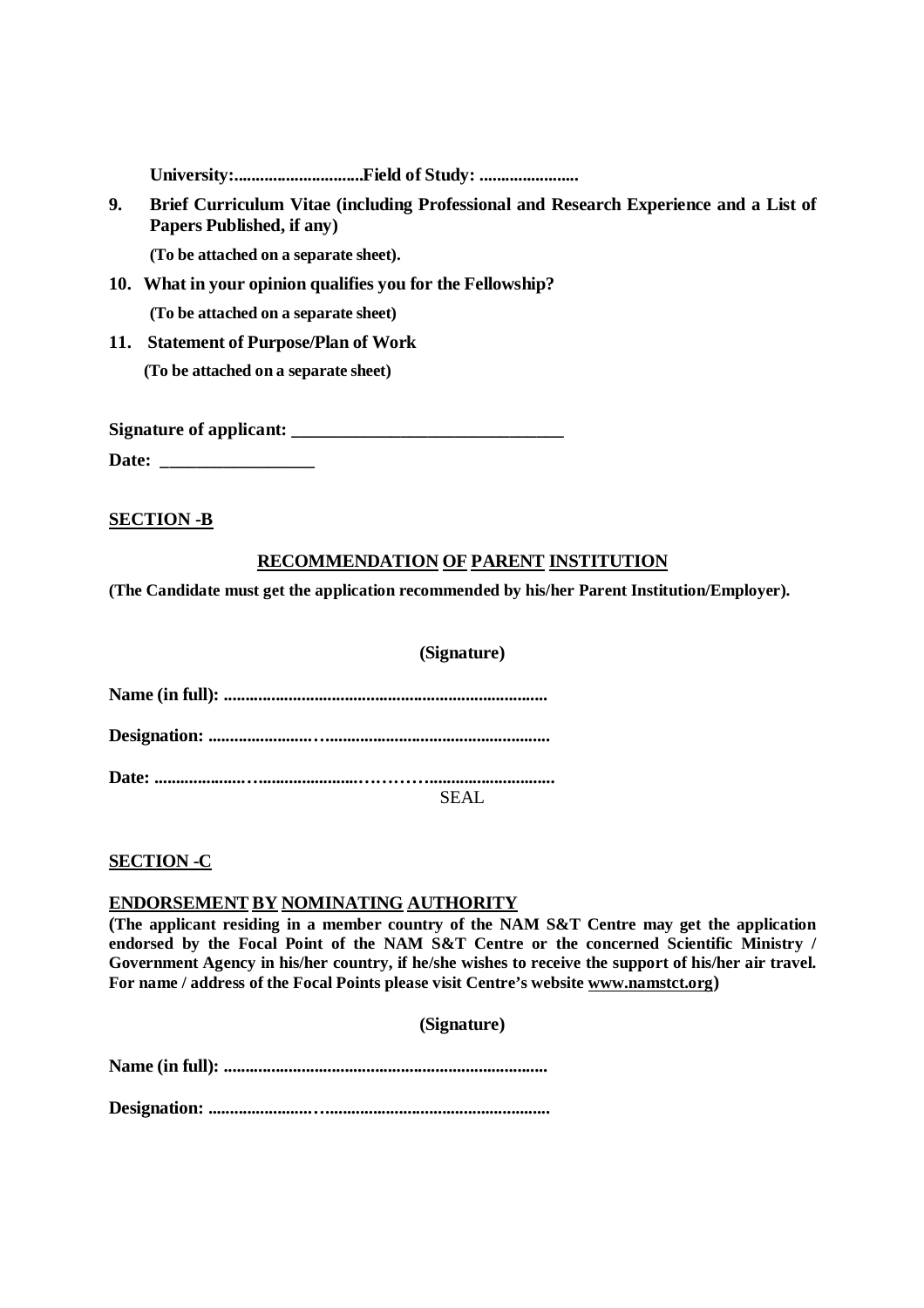**University:............................Field of Study: ......................**

**9. Brief Curriculum Vitae (including Professional and Research Experience and a List of Papers Published, if any)**

**(To be attached on a separate sheet).**

**10. What in your opinion qualifies you for the Fellowship?**

**(To be attached on a separate sheet)**

**11. Statement of Purpose/Plan of Work**

**(To be attached on a separate sheet)**

**Signature of applicant: ______________________________**

**Date: _________________**

**<u>SECTION -B</u>**

**<u>RECOMMENDATION OF PARENT INSTITUTION</u>**

**(The Candidate must get the application recommended by his/her Parent Institution/Employer).**

**(Signature)**

**Name (in full): ..........................................................................**

**Designation: ........................…..................................................**

**Date: ....................….....................………….............................**

SEAL

**<u>SECTION -C</u>**

**<u>ENDORSEMENT BY NOMINATING AUTHORITY</u>**

**(The applicant residing in a member country of the NAM S&T Centre may get the application endorsed by the Focal Point of the NAM S&T Centre or the concerned Scientific Ministry / Government Agency in his/her country, if he/she wishes to receive the support of his/her air travel. For name / address of the Focal Points please visit Centre's website <u>www.namstct.org</u>)**

**(Signature)**

**Name (in full): ..........................................................................**

**Designation: ........................…..................................................**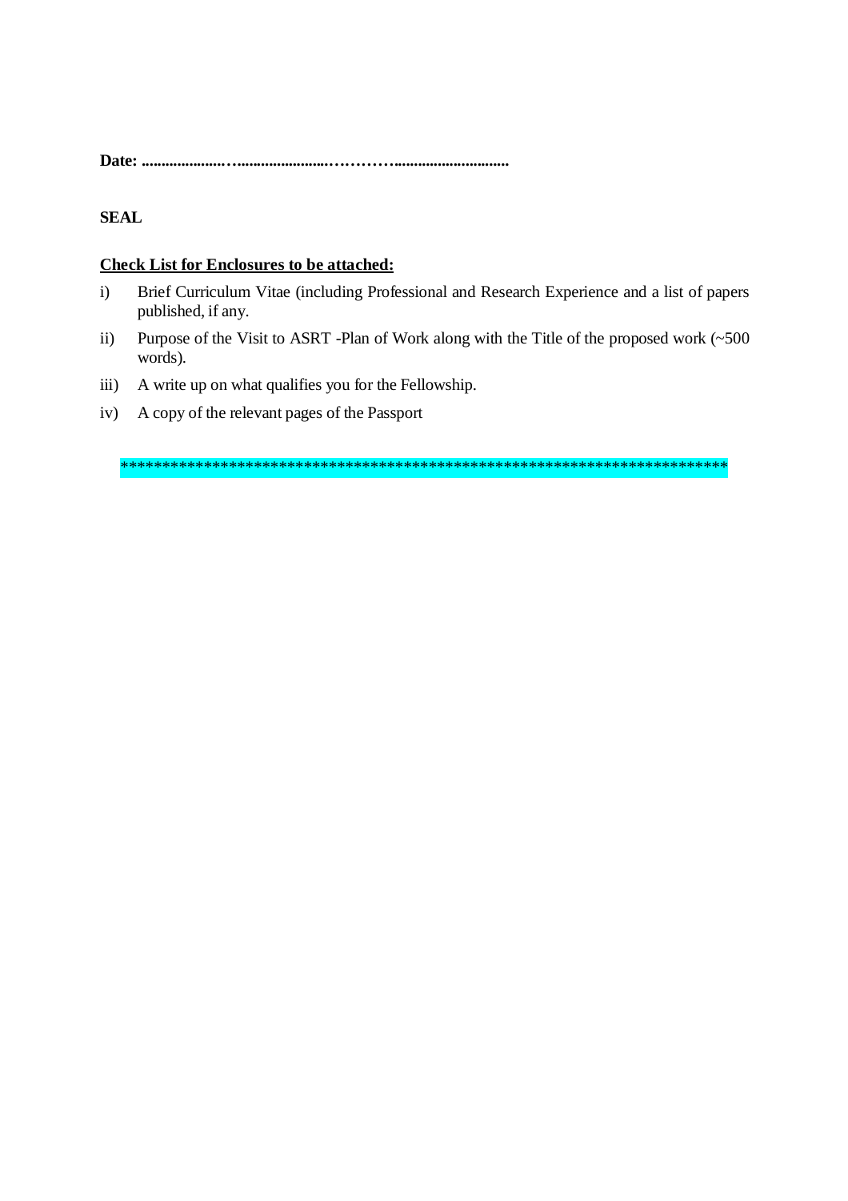**Date: ....................…......................…………...........................**

**SEAL**

**<u>Check List for Enclosures to be attached:</u>**

i) Brief Curriculum Vitae (including Professional and Research Experience and a list of papers published, if any.

ii) Purpose of the Visit to ASRT -Plan of Work along with the Title of the proposed work (~500 words).

iii) A write up on what qualifies you for the Fellowship.

iv) A copy of the relevant pages of the Passport

***************************************************************************